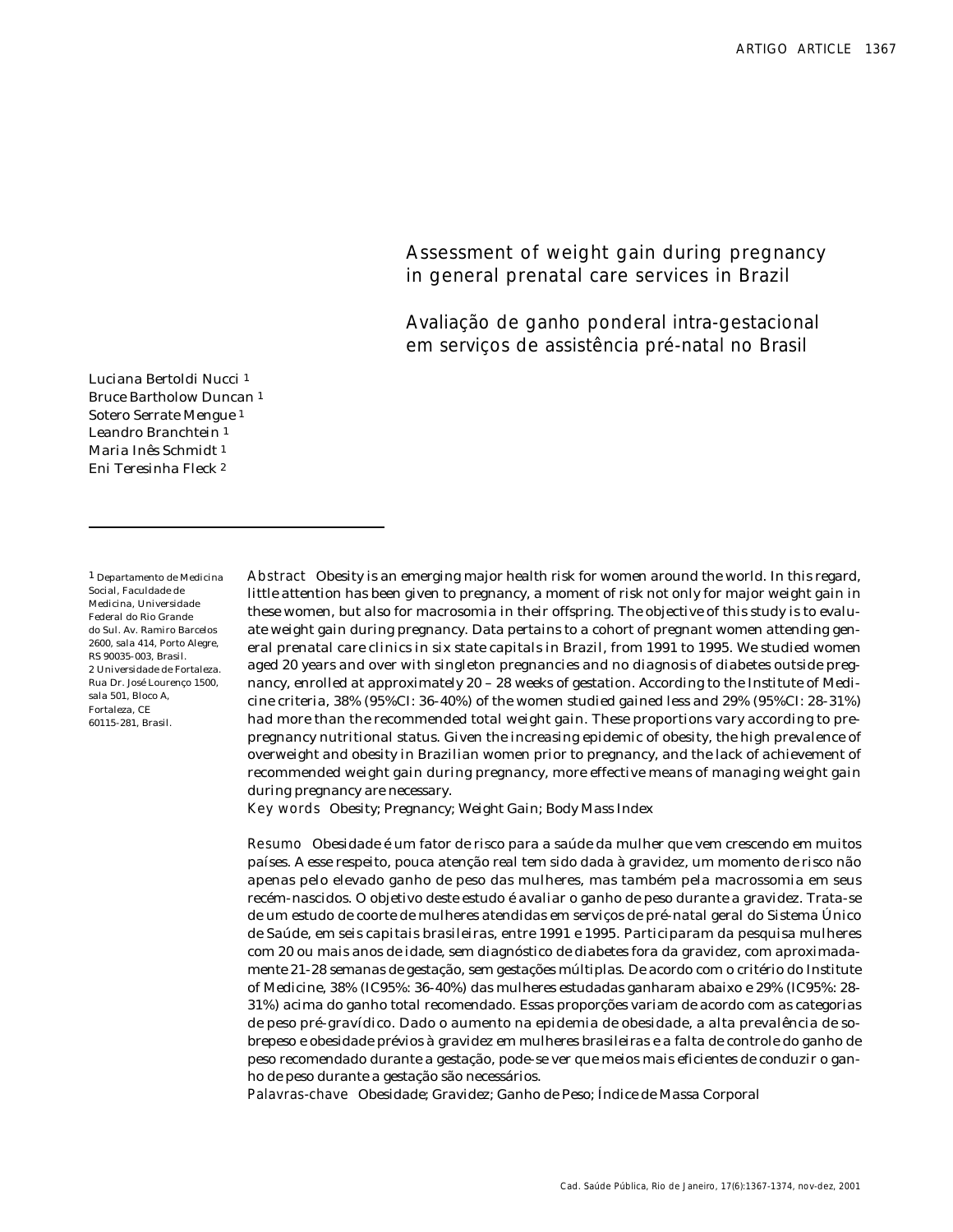# Assessment of weight gain during pregnancy in general prenatal care services in Brazil

# Avaliação de ganho ponderal intra-gestacional em serviços de assistência pré-natal no Brasil

Luciana Bertoldi Nucci [1]
Bruce Bartholow Duncan [1]
Sotero Serrate Mengue [1]
Leandro Branchtein [1]
Maria Inês Schmidt [1]
Eni Teresinha Fleck [2]

[1] Departamento de Medicina Social, Faculdade de Medicina, Universidade Federal do Rio Grande do Sul. Av. Ramiro Barcelos 2600, sala 414, Porto Alegre, RS 90035-003, Brasil.
[2] Universidade de Fortaleza. Rua Dr. José Lourenço 1500, sala 501, Bloco A, Fortaleza, CE 60115-281, Brasil.

*Abstract* Obesity is an emerging major health risk for women around the world. In this regard, little attention has been given to pregnancy, a moment of risk not only for major weight gain in these women, but also for macrosomia in their offspring. The objective of this study is to evaluate weight gain during pregnancy. Data pertains to a cohort of pregnant women attending general prenatal care clinics in six state capitals in Brazil, from 1991 to 1995. We studied women aged 20 years and over with singleton pregnancies and no diagnosis of diabetes outside pregnancy, enrolled at approximately 20 – 28 weeks of gestation. According to the Institute of Medicine criteria, 38% (95%CI: 36-40%) of the women studied gained less and 29% (95%CI: 28-31%) had more than the recommended total weight gain. These proportions vary according to pre-pregnancy nutritional status. Given the increasing epidemic of obesity, the high prevalence of overweight and obesity in Brazilian women prior to pregnancy, and the lack of achievement of recommended weight gain during pregnancy, more effective means of managing weight gain during pregnancy are necessary.
*Key words* Obesity; Pregnancy; Weight Gain; Body Mass Index

*Resumo* Obesidade é um fator de risco para a saúde da mulher que vem crescendo em muitos países. A esse respeito, pouca atenção real tem sido dada à gravidez, um momento de risco não apenas pelo elevado ganho de peso das mulheres, mas também pela macrossomia em seus recém-nascidos. O objetivo deste estudo é avaliar o ganho de peso durante a gravidez. Trata-se de um estudo de coorte de mulheres atendidas em serviços de pré-natal geral do Sistema Único de Saúde, em seis capitais brasileiras, entre 1991 e 1995. Participaram da pesquisa mulheres com 20 ou mais anos de idade, sem diagnóstico de diabetes fora da gravidez, com aproximadamente 21-28 semanas de gestação, sem gestações múltiplas. De acordo com o critério do Institute of Medicine, 38% (IC95%: 36-40%) das mulheres estudadas ganharam abaixo e 29% (IC95%: 28-31%) acima do ganho total recomendado. Essas proporções variam de acordo com as categorias de peso pré-gravídico. Dado o aumento na epidemia de obesidade, a alta prevalência de sobrepeso e obesidade prévios à gravidez em mulheres brasileiras e a falta de controle do ganho de peso recomendado durante a gestação, pode-se ver que meios mais eficientes de conduzir o ganho de peso durante a gestação são necessários.
*Palavras-chave* Obesidade; Gravidez; Ganho de Peso; Índice de Massa Corporal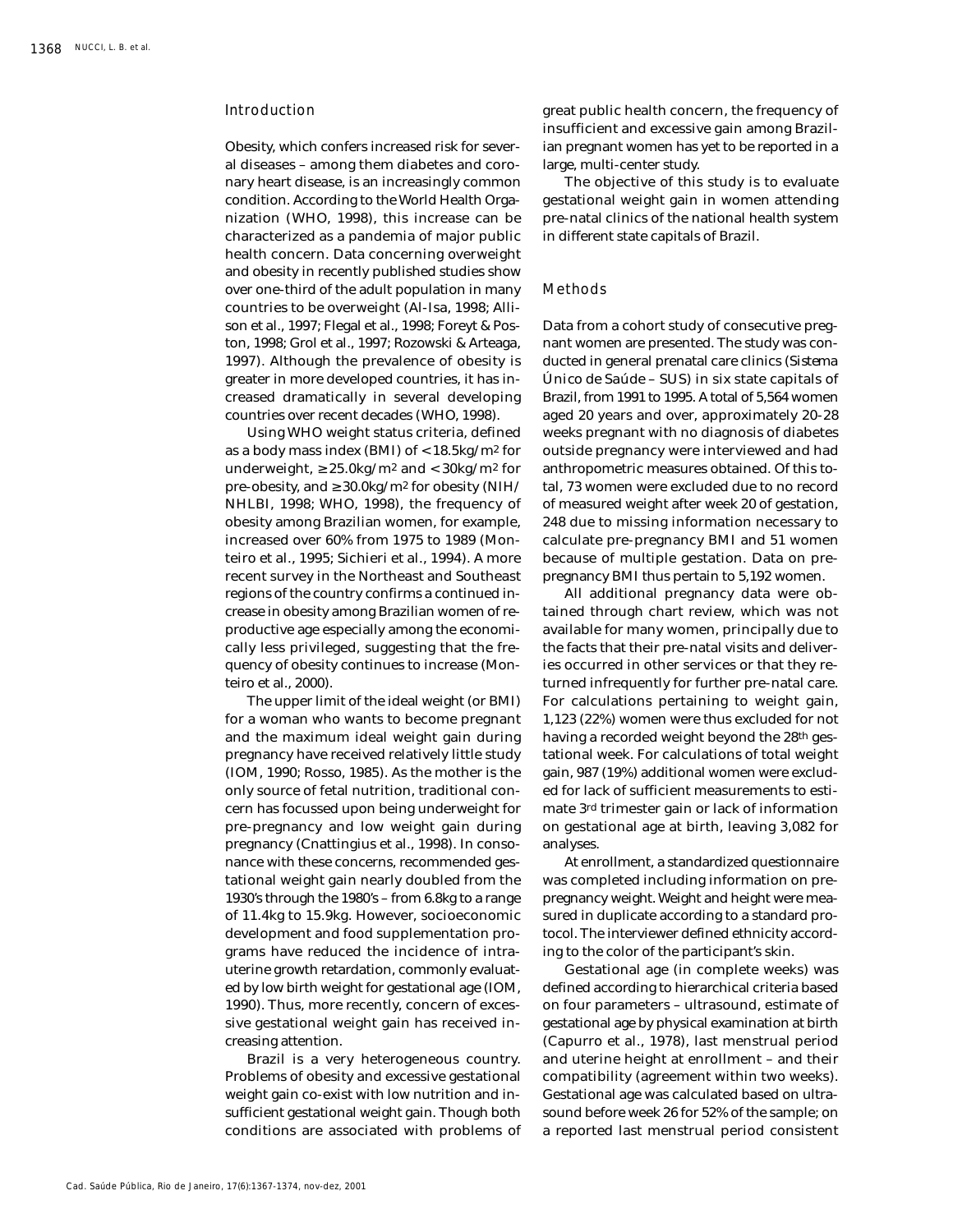## Introduction

Obesity, which confers increased risk for several diseases – among them diabetes and coronary heart disease, is an increasingly common condition. According to the World Health Organization (WHO, 1998), this increase can be characterized as a pandemia of major public health concern. Data concerning overweight and obesity in recently published studies show over one-third of the adult population in many countries to be overweight (Al-Isa, 1998; Allison et al., 1997; Flegal et al., 1998; Foreyt & Poston, 1998; Grol et al., 1997; Rozowski & Arteaga, 1997). Although the prevalence of obesity is greater in more developed countries, it has increased dramatically in several developing countries over recent decades (WHO, 1998).

Using WHO weight status criteria, defined as a body mass index (BMI) of < 18.5kg/m$^2$ for underweight, ≥ 25.0kg/m$^2$ and < 30kg/m$^2$ for pre-obesity, and ≥ 30.0kg/m$^2$ for obesity (NIH/NHLBI, 1998; WHO, 1998), the frequency of obesity among Brazilian women, for example, increased over 60% from 1975 to 1989 (Monteiro et al., 1995; Sichieri et al., 1994). A more recent survey in the Northeast and Southeast regions of the country confirms a continued increase in obesity among Brazilian women of reproductive age especially among the economically less privileged, suggesting that the frequency of obesity continues to increase (Monteiro et al., 2000).

The upper limit of the ideal weight (or BMI) for a woman who wants to become pregnant and the maximum ideal weight gain during pregnancy have received relatively little study (IOM, 1990; Rosso, 1985). As the mother is the only source of fetal nutrition, traditional concern has focussed upon being underweight for pre-pregnancy and low weight gain during pregnancy (Cnattingius et al., 1998). In consonance with these concerns, recommended gestational weight gain nearly doubled from the 1930's through the 1980's – from 6.8kg to a range of 11.4kg to 15.9kg. However, socioeconomic development and food supplementation programs have reduced the incidence of intrauterine growth retardation, commonly evaluated by low birth weight for gestational age (IOM, 1990). Thus, more recently, concern of excessive gestational weight gain has received increasing attention.

Brazil is a very heterogeneous country. Problems of obesity and excessive gestational weight gain co-exist with low nutrition and insufficient gestational weight gain. Though both conditions are associated with problems of great public health concern, the frequency of insufficient and excessive gain among Brazilian pregnant women has yet to be reported in a large, multi-center study.

The objective of this study is to evaluate gestational weight gain in women attending pre-natal clinics of the national health system in different state capitals of Brazil.

## Methods

Data from a cohort study of consecutive pregnant women are presented. The study was conducted in general prenatal care clinics (*Sistema Único de Saúde* – SUS) in six state capitals of Brazil, from 1991 to 1995. A total of 5,564 women aged 20 years and over, approximately 20-28 weeks pregnant with no diagnosis of diabetes outside pregnancy were interviewed and had anthropometric measures obtained. Of this total, 73 women were excluded due to no record of measured weight after week 20 of gestation, 248 due to missing information necessary to calculate pre-pregnancy BMI and 51 women because of multiple gestation. Data on pre-pregnancy BMI thus pertain to 5,192 women.

All additional pregnancy data were obtained through chart review, which was not available for many women, principally due to the facts that their pre-natal visits and deliveries occurred in other services or that they returned infrequently for further pre-natal care. For calculations pertaining to weight gain, 1,123 (22%) women were thus excluded for not having a recorded weight beyond the 28th gestational week. For calculations of total weight gain, 987 (19%) additional women were excluded for lack of sufficient measurements to estimate 3rd trimester gain or lack of information on gestational age at birth, leaving 3,082 for analyses.

At enrollment, a standardized questionnaire was completed including information on pre-pregnancy weight. Weight and height were measured in duplicate according to a standard protocol. The interviewer defined ethnicity according to the color of the participant's skin.

Gestational age (in complete weeks) was defined according to hierarchical criteria based on four parameters – ultrasound, estimate of gestational age by physical examination at birth (Capurro et al., 1978), last menstrual period and uterine height at enrollment – and their compatibility (agreement within two weeks). Gestational age was calculated based on ultrasound before week 26 for 52% of the sample; on a reported last menstrual period consistent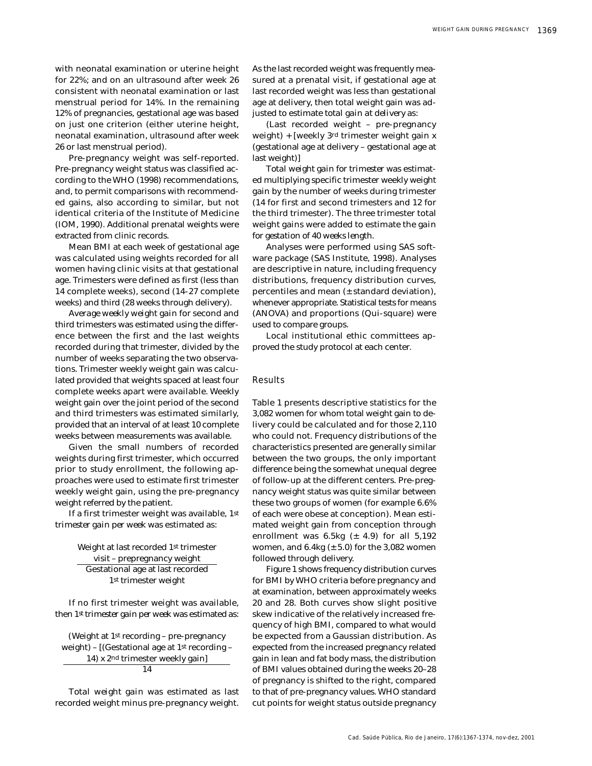with neonatal examination or uterine height for 22%; and on an ultrasound after week 26 consistent with neonatal examination or last menstrual period for 14%. In the remaining 12% of pregnancies, gestational age was based on just one criterion (either uterine height, neonatal examination, ultrasound after week 26 or last menstrual period).

Pre-pregnancy weight was self-reported. Pre-pregnancy weight status was classified according to the WHO (1998) recommendations, and, to permit comparisons with recommended gains, also according to similar, but not identical criteria of the Institute of Medicine (IOM, 1990). Additional prenatal weights were extracted from clinic records.

Mean BMI at each week of gestational age was calculated using weights recorded for all women having clinic visits at that gestational age. Trimesters were defined as first (less than 14 complete weeks), second (14-27 complete weeks) and third (28 weeks through delivery).

*Average weekly weight gain* for second and third trimesters was estimated using the difference between the first and the last weights recorded during that trimester, divided by the number of weeks separating the two observations. Trimester weekly weight gain was calculated provided that weights spaced at least four complete weeks apart were available. Weekly weight gain over the joint period of the second and third trimesters was estimated similarly, provided that an interval of at least 10 complete weeks between measurements was available.

Given the small numbers of recorded weights during first trimester, which occurred prior to study enrollment, the following approaches were used to estimate first trimester weekly weight gain, using the pre-pregnancy weight referred by the patient.

If a first trimester weight was available, *1st trimester gain per week* was estimated as:

$$\frac{\text{Weight at last recorded 1st trimester visit – prepregnancy weight}}{\text{Gestational age at last recorded 1st trimester weight}}$$

If no first trimester weight was available, then *1st trimester gain per week* was estimated as:

$$\frac{\text{(Weight at 1st recording – pre-pregnancy weight) – [(Gestational age at 1st recording – 14) x 2nd trimester weekly gain]}}{14}$$

*Total weight gain* was estimated as last recorded weight minus pre-pregnancy weight. As the last recorded weight was frequently measured at a prenatal visit, if gestational age at last recorded weight was less than gestational age at delivery, then total weight gain was adjusted to estimate *total gain at delivery* as:

(Last recorded weight – pre-pregnancy weight) + [weekly 3rd trimester weight gain x (gestational age at delivery – gestational age at last weight)]

*Total weight gain for trimester* was estimated multiplying specific trimester weekly weight gain by the number of weeks during trimester (14 for first and second trimesters and 12 for the third trimester). The three trimester total weight gains were added to estimate the *gain for gestation of 40 weeks length*.

Analyses were performed using SAS software package (SAS Institute, 1998). Analyses are descriptive in nature, including frequency distributions, frequency distribution curves, percentiles and mean (± standard deviation), whenever appropriate. Statistical tests for means (ANOVA) and proportions (Qui-square) were used to compare groups.

Local institutional ethic committees approved the study protocol at each center.

## Results

Table 1 presents descriptive statistics for the 3,082 women for whom total weight gain to delivery could be calculated and for those 2,110 who could not. Frequency distributions of the characteristics presented are generally similar between the two groups, the only important difference being the somewhat unequal degree of follow-up at the different centers. Pre-pregnancy weight status was quite similar between these two groups of women (for example 6.6% of each were obese at conception). Mean estimated weight gain from conception through enrollment was 6.5kg (± 4.9) for all 5,192 women, and 6.4kg (± 5.0) for the 3,082 women followed through delivery.

Figure 1 shows frequency distribution curves for BMI by WHO criteria before pregnancy and at examination, between approximately weeks 20 and 28. Both curves show slight positive skew indicative of the relatively increased frequency of high BMI, compared to what would be expected from a Gaussian distribution. As expected from the increased pregnancy related gain in lean and fat body mass, the distribution of BMI values obtained during the weeks 20–28 of pregnancy is shifted to the right, compared to that of pre-pregnancy values. WHO standard cut points for weight status outside pregnancy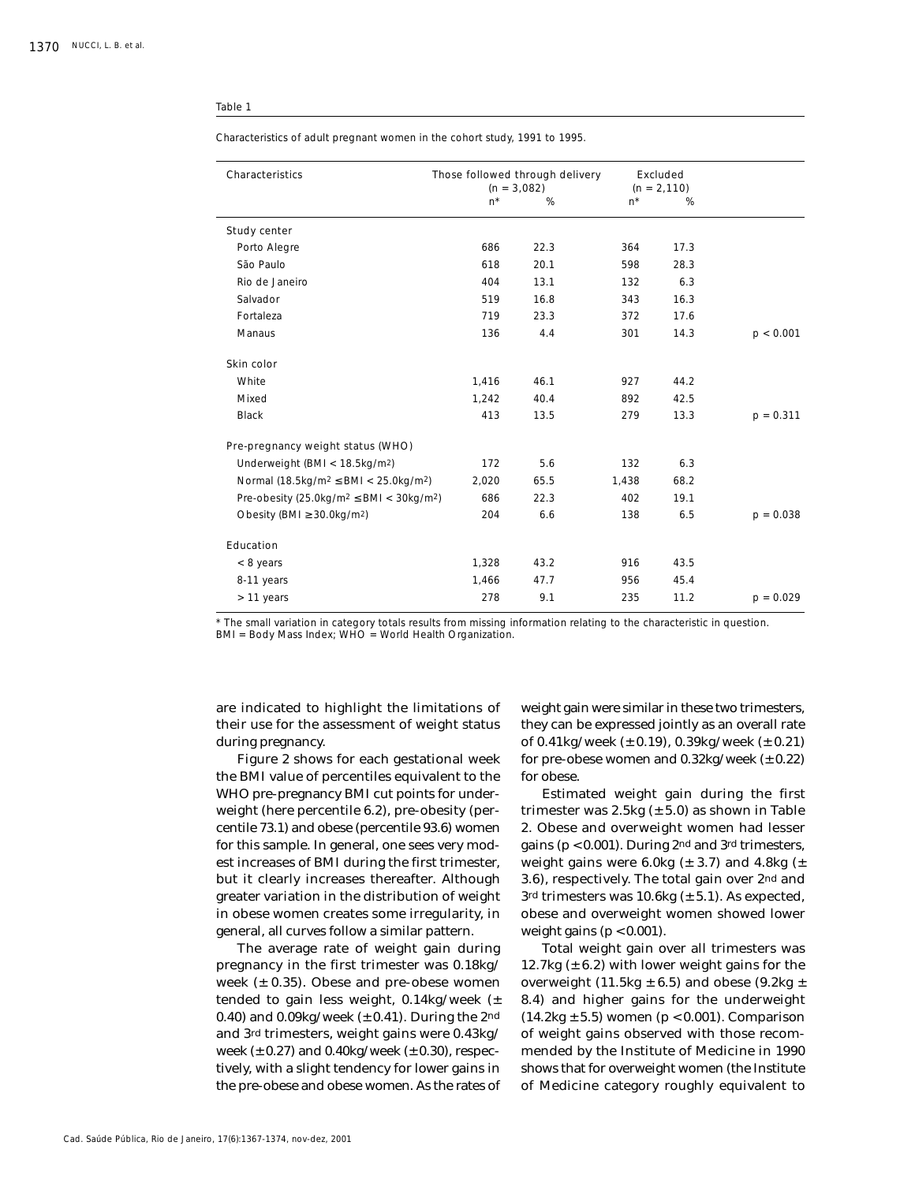Table 1

Characteristics of adult pregnant women in the cohort study, 1991 to 1995.

| Characteristics | Those followed through delivery (n = 3,082) | | Excluded (n = 2,110) | | |
|---|---|---|---|---|---|
| | n* | % | n* | % | |
| Study center | | | | | |
| Porto Alegre | 686 | 22.3 | 364 | 17.3 | |
| São Paulo | 618 | 20.1 | 598 | 28.3 | |
| Rio de Janeiro | 404 | 13.1 | 132 | 6.3 | |
| Salvador | 519 | 16.8 | 343 | 16.3 | |
| Fortaleza | 719 | 23.3 | 372 | 17.6 | |
| Manaus | 136 | 4.4 | 301 | 14.3 | $p < 0.001$ |
| Skin color | | | | | |
| White | 1,416 | 46.1 | 927 | 44.2 | |
| Mixed | 1,242 | 40.4 | 892 | 42.5 | |
| Black | 413 | 13.5 | 279 | 13.3 | $p = 0.311$ |
| Pre-pregnancy weight status (WHO) | | | | | |
| Underweight (BMI < 18.5kg/m$^2$) | 172 | 5.6 | 132 | 6.3 | |
| Normal (18.5kg/m$^2$ ≤ BMI < 25.0kg/m$^2$) | 2,020 | 65.5 | 1,438 | 68.2 | |
| Pre-obesity (25.0kg/m$^2$ ≤ BMI < 30kg/m$^2$) | 686 | 22.3 | 402 | 19.1 | |
| Obesity (BMI ≥ 30.0kg/m$^2$) | 204 | 6.6 | 138 | 6.5 | $p = 0.038$ |
| Education | | | | | |
| < 8 years | 1,328 | 43.2 | 916 | 43.5 | |
| 8-11 years | 1,466 | 47.7 | 956 | 45.4 | |
| > 11 years | 278 | 9.1 | 235 | 11.2 | $p = 0.029$ |

\* The small variation in category totals results from missing information relating to the characteristic in question.
BMI = Body Mass Index; WHO = World Health Organization.

are indicated to highlight the limitations of their use for the assessment of weight status during pregnancy.

Figure 2 shows for each gestational week the BMI value of percentiles equivalent to the WHO pre-pregnancy BMI cut points for underweight (here percentile 6.2), pre-obesity (percentile 73.1) and obese (percentile 93.6) women for this sample. In general, one sees very modest increases of BMI during the first trimester, but it clearly increases thereafter. Although greater variation in the distribution of weight in obese women creates some irregularity, in general, all curves follow a similar pattern.

The average rate of weight gain during pregnancy in the first trimester was 0.18kg/week (± 0.35). Obese and pre-obese women tended to gain less weight, 0.14kg/week (± 0.40) and 0.09kg/week (± 0.41). During the 2nd and 3rd trimesters, weight gains were 0.43kg/week (± 0.27) and 0.40kg/week (± 0.30), respectively, with a slight tendency for lower gains in the pre-obese and obese women. As the rates of weight gain were similar in these two trimesters, they can be expressed jointly as an overall rate of 0.41kg/week (± 0.19), 0.39kg/week (± 0.21) for pre-obese women and 0.32kg/week (± 0.22) for obese.

Estimated weight gain during the first trimester was 2.5kg (± 5.0) as shown in Table 2. Obese and overweight women had lesser gains ($p < 0.001$). During 2nd and 3rd trimesters, weight gains were 6.0kg (± 3.7) and 4.8kg (± 3.6), respectively. The total gain over 2nd and 3rd trimesters was 10.6kg (± 5.1). As expected, obese and overweight women showed lower weight gains ($p < 0.001$).

Total weight gain over all trimesters was 12.7kg (± 6.2) with lower weight gains for the overweight (11.5kg ± 6.5) and obese (9.2kg ± 8.4) and higher gains for the underweight (14.2kg ± 5.5) women ($p < 0.001$). Comparison of weight gains observed with those recommended by the Institute of Medicine in 1990 shows that for overweight women (the Institute of Medicine category roughly equivalent to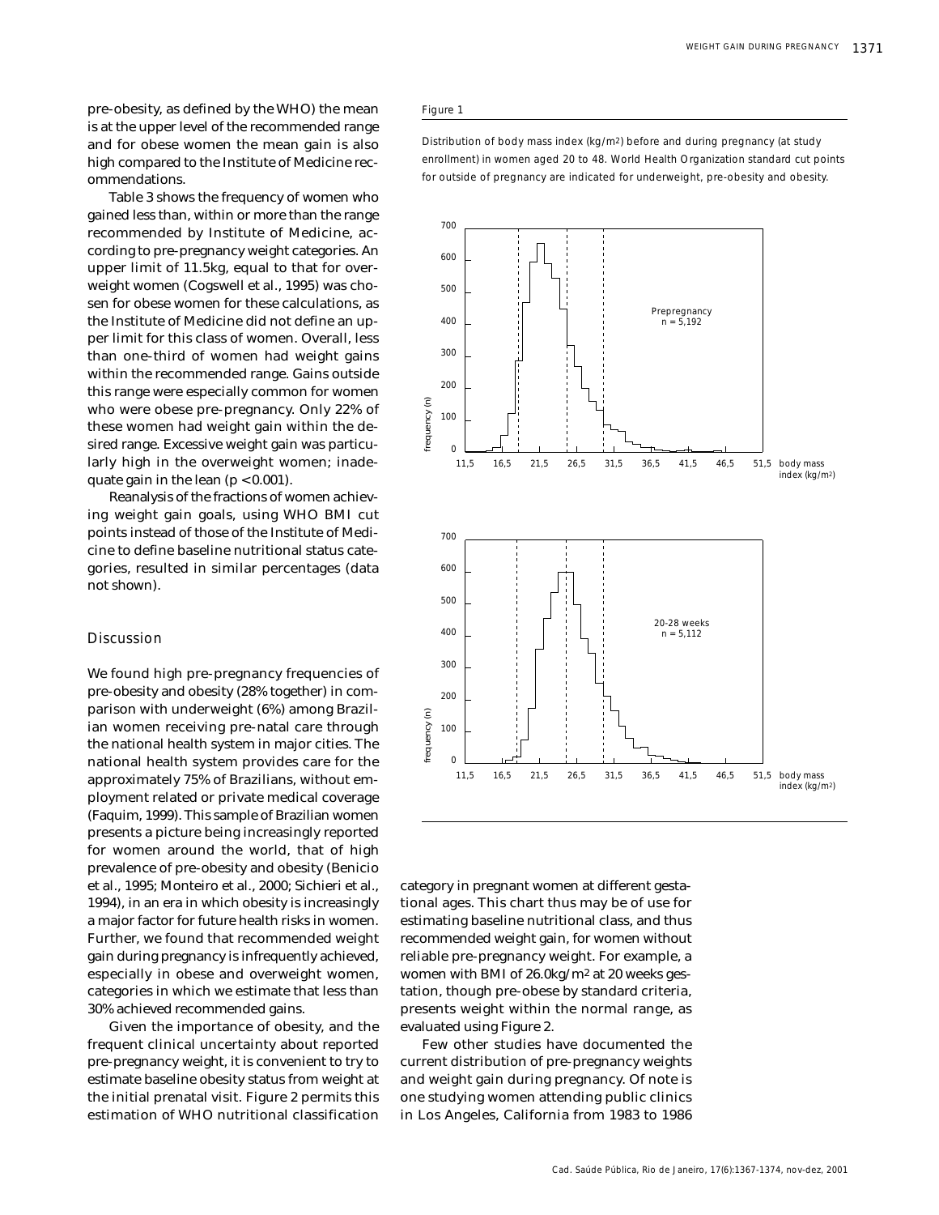pre-obesity, as defined by the WHO) the mean is at the upper level of the recommended range and for obese women the mean gain is also high compared to the Institute of Medicine recommendations.

Table 3 shows the frequency of women who gained less than, within or more than the range recommended by Institute of Medicine, according to pre-pregnancy weight categories. An upper limit of 11.5kg, equal to that for overweight women (Cogswell et al., 1995) was chosen for obese women for these calculations, as the Institute of Medicine did not define an upper limit for this class of women. Overall, less than one-third of women had weight gains within the recommended range. Gains outside this range were especially common for women who were obese pre-pregnancy. Only 22% of these women had weight gain within the desired range. Excessive weight gain was particularly high in the overweight women; inadequate gain in the lean ($p < 0.001$).

Reanalysis of the fractions of women achieving weight gain goals, using WHO BMI cut points instead of those of the Institute of Medicine to define baseline nutritional status categories, resulted in similar percentages (data not shown).

## Discussion

We found high pre-pregnancy frequencies of pre-obesity and obesity (28% together) in comparison with underweight (6%) among Brazilian women receiving pre-natal care through the national health system in major cities. The national health system provides care for the approximately 75% of Brazilians, without employment related or private medical coverage (Faquim, 1999). This sample of Brazilian women presents a picture being increasingly reported for women around the world, that of high prevalence of pre-obesity and obesity (Benicio et al., 1995; Monteiro et al., 2000; Sichieri et al., 1994), in an era in which obesity is increasingly a major factor for future health risks in women. Further, we found that recommended weight gain during pregnancy is infrequently achieved, especially in obese and overweight women, categories in which we estimate that less than 30% achieved recommended gains.

Given the importance of obesity, and the frequent clinical uncertainty about reported pre-pregnancy weight, it is convenient to try to estimate baseline obesity status from weight at the initial prenatal visit. Figure 2 permits this estimation of WHO nutritional classification category in pregnant women at different gestational ages. This chart thus may be of use for estimating baseline nutritional class, and thus recommended weight gain, for women without reliable pre-pregnancy weight. For example, a women with BMI of 26.0kg/m² at 20 weeks gestation, though pre-obese by standard criteria, presents weight within the normal range, as evaluated using Figure 2.

Few other studies have documented the current distribution of pre-pregnancy weights and weight gain during pregnancy. Of note is one studying women attending public clinics in Los Angeles, California from 1983 to 1986

Figure 1

Distribution of body mass index (kg/m²) before and during pregnancy (at study enrollment) in women aged 20 to 48. World Health Organization standard cut points for outside of pregnancy are indicated for underweight, pre-obesity and obesity.

Prepregnancy
n = 5,192

frequency (n)

0
100
200
300
400
500
600
700

11,5 16,5 21,5 26,5 31,5 36,5 41,5 46,5 51,5 body mass index (kg/m²)

20-28 weeks
n = 5,112

frequency (n)

0
100
200
300
400
500
600
700

11,5 16,5 21,5 26,5 31,5 36,5 41,5 46,5 51,5 body mass index (kg/m²)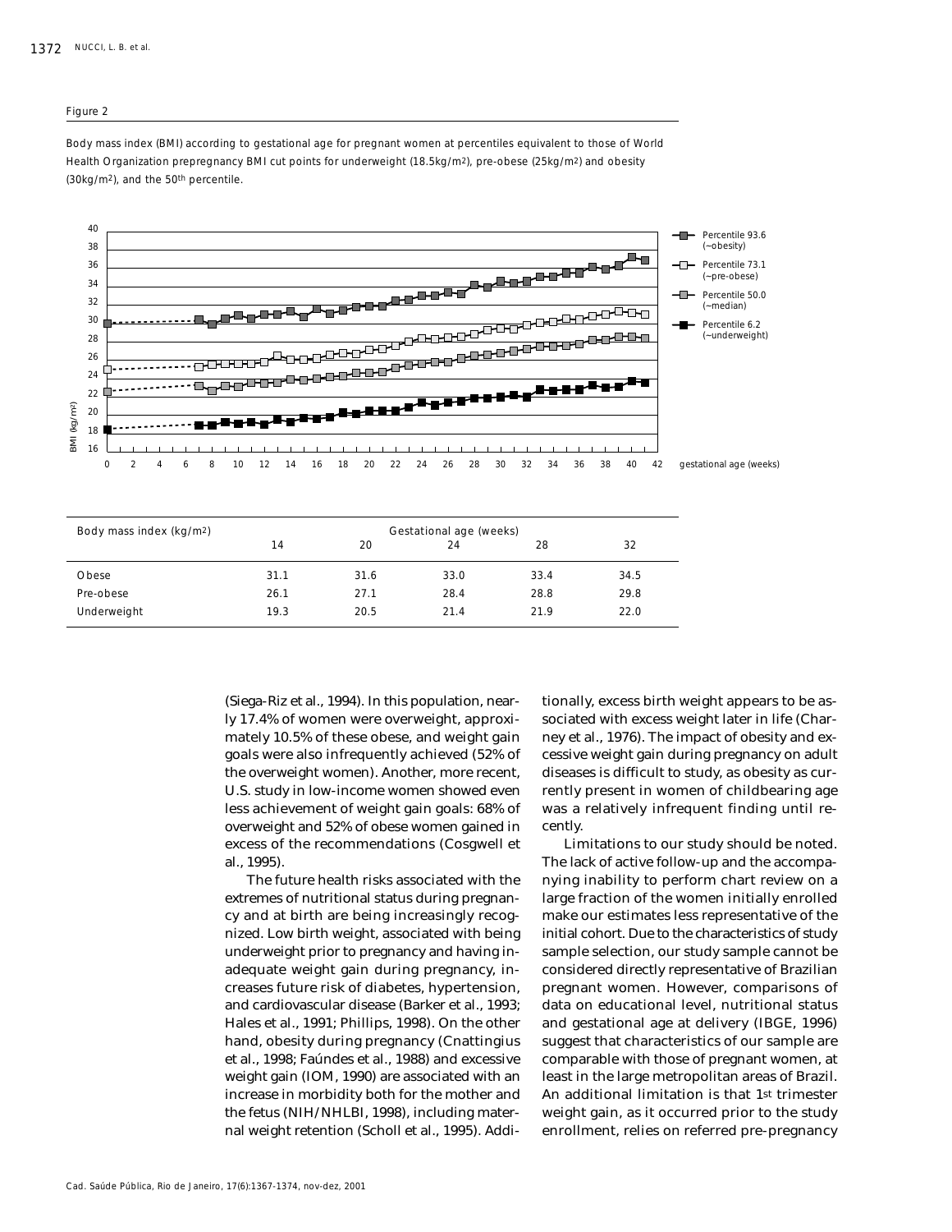Figure 2

Body mass index (BMI) according to gestational age for pregnant women at percentiles equivalent to those of World Health Organization prepregnancy BMI cut points for underweight (18.5kg/m2), pre-obese (25kg/m2) and obesity (30kg/m2), and the 50th percentile.

BMI (kg/m2)

40
38
36
34
32
30
28
26
24
22
20
18
16

0 2 4 6 8 10 12 14 16 18 20 22 24 26 28 30 32 34 36 38 40 42

gestational age (weeks)

Percentile 93.6 (~obesity)
Percentile 73.1 (~pre-obese)
Percentile 50.0 (~median)
Percentile 6.2 (~underweight)

| Body mass index (kg/m2) | Gestational age (weeks) | | | | |
|---|---|---|---|---|---|
| | 14 | 20 | 24 | 28 | 32 |
| Obese | 31.1 | 31.6 | 33.0 | 33.4 | 34.5 |
| Pre-obese | 26.1 | 27.1 | 28.4 | 28.8 | 29.8 |
| Underweight | 19.3 | 20.5 | 21.4 | 21.9 | 22.0 |

(Siega-Riz et al., 1994). In this population, nearly 17.4% of women were overweight, approximately 10.5% of these obese, and weight gain goals were also infrequently achieved (52% of the overweight women). Another, more recent, U.S. study in low-income women showed even less achievement of weight gain goals: 68% of overweight and 52% of obese women gained in excess of the recommendations (Cosgwell et al., 1995).

The future health risks associated with the extremes of nutritional status during pregnancy and at birth are being increasingly recognized. Low birth weight, associated with being underweight prior to pregnancy and having inadequate weight gain during pregnancy, increases future risk of diabetes, hypertension, and cardiovascular disease (Barker et al., 1993; Hales et al., 1991; Phillips, 1998). On the other hand, obesity during pregnancy (Cnattingius et al., 1998; Faúndes et al., 1988) and excessive weight gain (IOM, 1990) are associated with an increase in morbidity both for the mother and the fetus (NIH/NHLBI, 1998), including maternal weight retention (Scholl et al., 1995). Additionally, excess birth weight appears to be associated with excess weight later in life (Charney et al., 1976). The impact of obesity and excessive weight gain during pregnancy on adult diseases is difficult to study, as obesity as currently present in women of childbearing age was a relatively infrequent finding until recently.

Limitations to our study should be noted. The lack of active follow-up and the accompanying inability to perform chart review on a large fraction of the women initially enrolled make our estimates less representative of the initial cohort. Due to the characteristics of study sample selection, our study sample cannot be considered directly representative of Brazilian pregnant women. However, comparisons of data on educational level, nutritional status and gestational age at delivery (IBGE, 1996) suggest that characteristics of our sample are comparable with those of pregnant women, at least in the large metropolitan areas of Brazil. An additional limitation is that 1st trimester weight gain, as it occurred prior to the study enrollment, relies on referred pre-pregnancy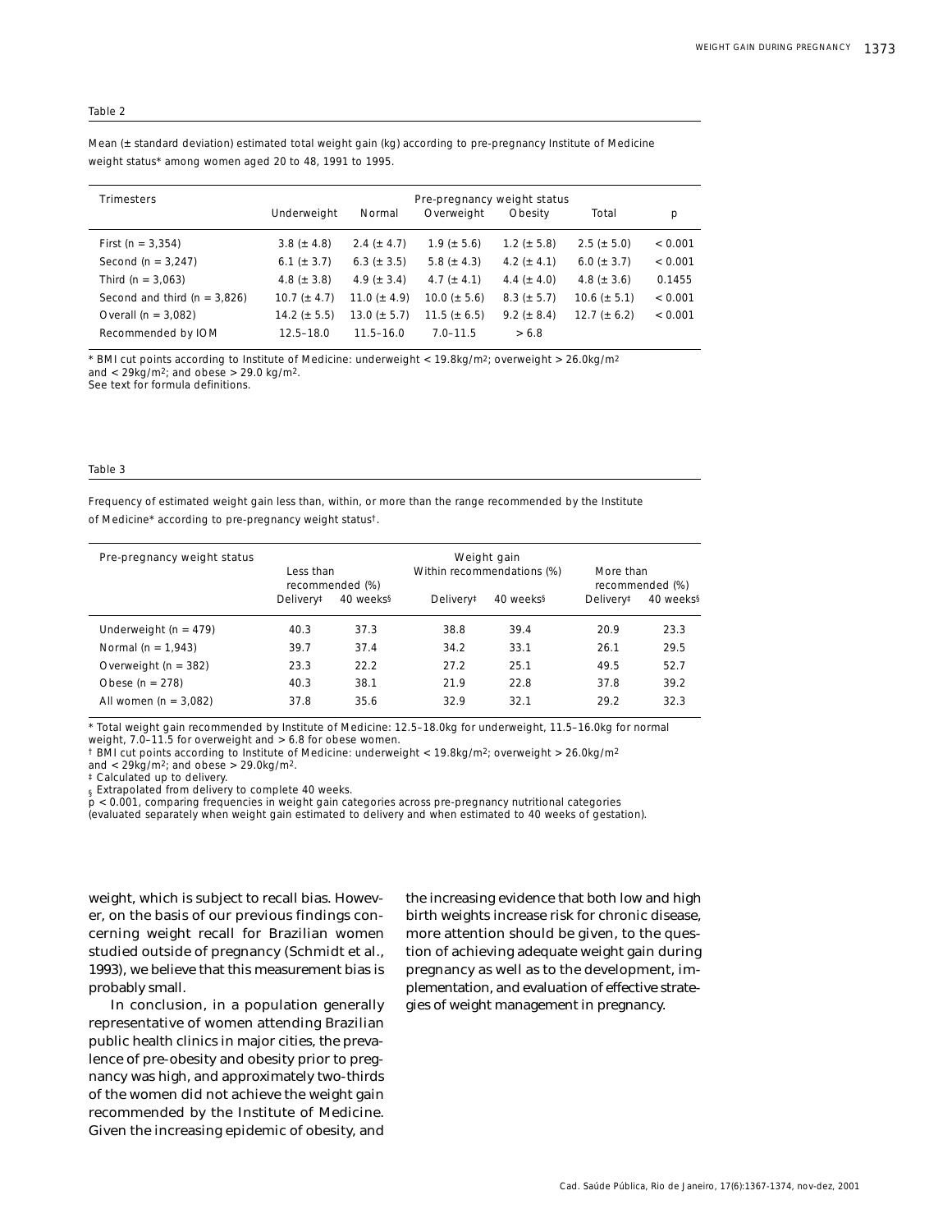Table 2

Mean (± standard deviation) estimated total weight gain (kg) according to pre-pregnancy Institute of Medicine weight status* among women aged 20 to 48, 1991 to 1995.

| Trimesters | Pre-pregnancy weight status | | | | | |
|---|---|---|---|---|---|---|
| | Underweight | Normal | Overweight | Obesity | Total | p |
| First (n = 3,354) | 3.8 (± 4.8) | 2.4 (± 4.7) | 1.9 (± 5.6) | 1.2 (± 5.8) | 2.5 (± 5.0) | < 0.001 |
| Second (n = 3,247) | 6.1 (± 3.7) | 6.3 (± 3.5) | 5.8 (± 4.3) | 4.2 (± 4.1) | 6.0 (± 3.7) | < 0.001 |
| Third (n = 3,063) | 4.8 (± 3.8) | 4.9 (± 3.4) | 4.7 (± 4.1) | 4.4 (± 4.0) | 4.8 (± 3.6) | 0.1455 |
| Second and third (n = 3,826) | 10.7 (± 4.7) | 11.0 (± 4.9) | 10.0 (± 5.6) | 8.3 (± 5.7) | 10.6 (± 5.1) | < 0.001 |
| Overall (n = 3,082) | 14.2 (± 5.5) | 13.0 (± 5.7) | 11.5 (± 6.5) | 9.2 (± 8.4) | 12.7 (± 6.2) | < 0.001 |
| Recommended by IOM | 12.5–18.0 | 11.5–16.0 | 7.0–11.5 | > 6.8 | | |

* BMI cut points according to Institute of Medicine: underweight < 19.8kg/m$^2$; overweight > 26.0kg/m$^2$ and < 29kg/m$^2$; and obese > 29.0 kg/m$^2$.
See text for formula definitions.

Table 3

Frequency of estimated weight gain less than, within, or more than the range recommended by the Institute of Medicine* according to pre-pregnancy weight status†.

| Pre-pregnancy weight status | Weight gain | | | | | |
|---|---|---|---|---|---|---|
| | Less than recommended (%) | | Within recommendations (%) | | More than recommended (%) | |
| | Delivery‡ | 40 weeks§ | Delivery‡ | 40 weeks§ | Delivery‡ | 40 weeks§ |
| Underweight (n = 479) | 40.3 | 37.3 | 38.8 | 39.4 | 20.9 | 23.3 |
| Normal (n = 1,943) | 39.7 | 37.4 | 34.2 | 33.1 | 26.1 | 29.5 |
| Overweight (n = 382) | 23.3 | 22.2 | 27.2 | 25.1 | 49.5 | 52.7 |
| Obese (n = 278) | 40.3 | 38.1 | 21.9 | 22.8 | 37.8 | 39.2 |
| All women (n = 3,082) | 37.8 | 35.6 | 32.9 | 32.1 | 29.2 | 32.3 |

* Total weight gain recommended by Institute of Medicine: 12.5–18.0kg for underweight, 11.5–16.0kg for normal weight, 7.0–11.5 for overweight and > 6.8 for obese women.
† BMI cut points according to Institute of Medicine: underweight < 19.8kg/m$^2$; overweight > 26.0kg/m$^2$ and < 29kg/m$^2$; and obese > 29.0kg/m$^2$.
‡ Calculated up to delivery.
§ Extrapolated from delivery to complete 40 weeks.
p < 0.001, comparing frequencies in weight gain categories across pre-pregnancy nutritional categories (evaluated separately when weight gain estimated to delivery and when estimated to 40 weeks of gestation).

weight, which is subject to recall bias. However, on the basis of our previous findings concerning weight recall for Brazilian women studied outside of pregnancy (Schmidt et al., 1993), we believe that this measurement bias is probably small.

In conclusion, in a population generally representative of women attending Brazilian public health clinics in major cities, the prevalence of pre-obesity and obesity prior to pregnancy was high, and approximately two-thirds of the women did not achieve the weight gain recommended by the Institute of Medicine. Given the increasing epidemic of obesity, and the increasing evidence that both low and high birth weights increase risk for chronic disease, more attention should be given, to the question of achieving adequate weight gain during pregnancy as well as to the development, implementation, and evaluation of effective strategies of weight management in pregnancy.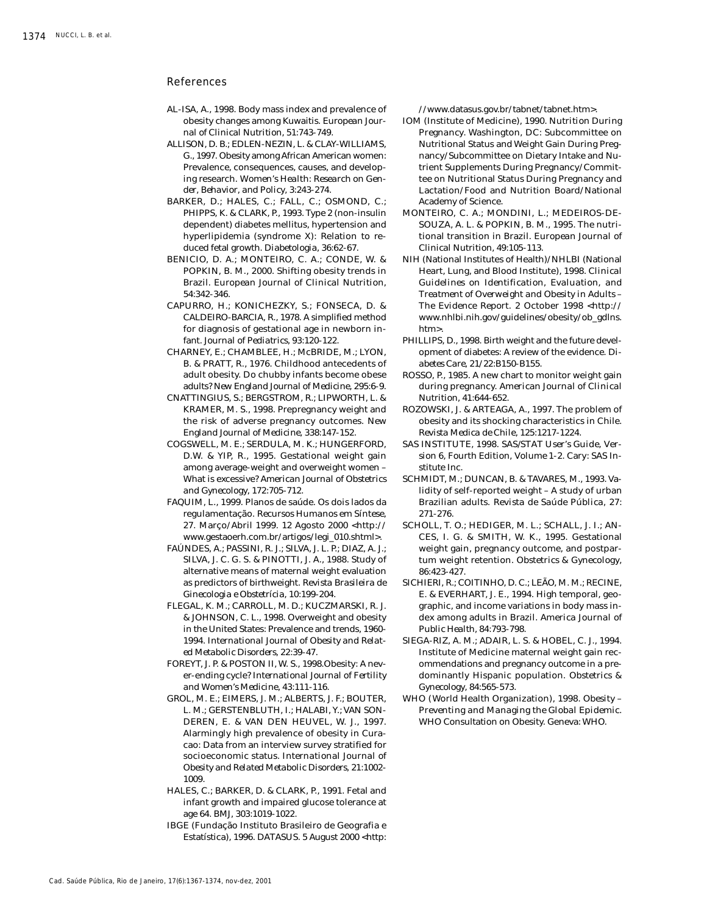## References

AL-ISA, A., 1998. Body mass index and prevalence of obesity changes among Kuwaitis. *European Journal of Clinical Nutrition*, 51:743-749.

ALLISON, D. B.; EDLEN-NEZIN, L. & CLAY-WILLIAMS, G., 1997. Obesity among African American women: Prevalence, consequences, causes, and developing research. *Women's Health: Research on Gender, Behavior, and Policy*, 3:243-274.

BARKER, D.; HALES, C.; FALL, C.; OSMOND, C.; PHIPPS, K. & CLARK, P., 1993. Type 2 (non-insulin dependent) diabetes mellitus, hypertension and hyperlipidemia (syndrome X): Relation to reduced fetal growth. *Diabetologia*, 36:62-67.

BENICIO, D. A.; MONTEIRO, C. A.; CONDE, W. & POPKIN, B. M., 2000. Shifting obesity trends in Brazil. *European Journal of Clinical Nutrition*, 54:342-346.

CAPURRO, H.; KONICHEZKY, S.; FONSECA, D. & CALDEIRO-BARCIA, R., 1978. A simplified method for diagnosis of gestational age in newborn infant. *Journal of Pediatrics*, 93:120-122.

CHARNEY, E.; CHAMBLEE, H.; McBRIDE, M.; LYON, B. & PRATT, R., 1976. Childhood antecedents of adult obesity. Do chubby infants become obese adults? *New England Journal of Medicine*, 295:6-9.

CNATTINGIUS, S.; BERGSTROM, R.; LIPWORTH, L. & KRAMER, M. S., 1998. Prepregnancy weight and the risk of adverse pregnancy outcomes. *New England Journal of Medicine*, 338:147-152.

COGSWELL, M. E.; SERDULA, M. K.; HUNGERFORD, D.W. & YIP, R., 1995. Gestational weight gain among average-weight and overweight women – What is excessive? *American Journal of Obstetrics and Gynecology*, 172:705-712.

FAQUIM, L., 1999. Planos de saúde. Os dois lados da regulamentação. *Recursos Humanos em Síntese*, 27. Março/Abril 1999. 12 Agosto 2000 <http://www.gestaoerh.com.br/artigos/legi_010.shtml>.

FAÚNDES, A.; PASSINI, R. J.; SILVA, J. L. P.; DIAZ, A. J.; SILVA, J. C. G. S. & PINOTTI, J. A., 1988. Study of alternative means of maternal weight evaluation as predictors of birthweight. *Revista Brasileira de Ginecologia e Obstetrícia*, 10:199-204.

FLEGAL, K. M.; CARROLL, M. D.; KUCZMARSKI, R. J. & JOHNSON, C. L., 1998. Overweight and obesity in the United States: Prevalence and trends, 1960-1994. *International Journal of Obesity and Related Metabolic Disorders*, 22:39-47.

FOREYT, J. P. & POSTON II, W. S., 1998.Obesity: A never-ending cycle? *International Journal of Fertility and Women's Medicine*, 43:111-116.

GROL, M. E.; EIMERS, J. M.; ALBERTS, J. F.; BOUTER, L. M.; GERSTENBLUTH, I.; HALABI, Y.; VAN SONDEREN, E. & VAN DEN HEUVEL, W. J., 1997. Alarmingly high prevalence of obesity in Curacao: Data from an interview survey stratified for socioeconomic status. *International Journal of Obesity and Related Metabolic Disorders*, 21:1002-1009.

HALES, C.; BARKER, D. & CLARK, P., 1991. Fetal and infant growth and impaired glucose tolerance at age 64. *BMJ*, 303:1019-1022.

IBGE (Fundação Instituto Brasileiro de Geografia e Estatística), 1996. DATASUS. 5 August 2000 <http://www.datasus.gov.br/tabnet/tabnet.htm>.

IOM (Institute of Medicine), 1990. *Nutrition During Pregnancy*. Washington, DC: Subcommittee on Nutritional Status and Weight Gain During Pregnancy/Subcommittee on Dietary Intake and Nutrient Supplements During Pregnancy/Committee on Nutritional Status During Pregnancy and Lactation/Food and Nutrition Board/National Academy of Science.

MONTEIRO, C. A.; MONDINI, L.; MEDEIROS-DE-SOUZA, A. L. & POPKIN, B. M., 1995. The nutritional transition in Brazil. *European Journal of Clinical Nutrition*, 49:105-113.

NIH (National Institutes of Health)/NHLBI (National Heart, Lung, and Blood Institute), 1998. *Clinical Guidelines on Identification, Evaluation, and Treatment of Overweight and Obesity in Adults – The Evidence Report*. 2 October 1998 <http://www.nhlbi.nih.gov/guidelines/obesity/ob_gdlns.htm>.

PHILLIPS, D., 1998. Birth weight and the future development of diabetes: A review of the evidence. *Diabetes Care*, 21/22:B150-B155.

ROSSO, P., 1985. A new chart to monitor weight gain during pregnancy. *American Journal of Clinical Nutrition*, 41:644-652.

ROZOWSKI, J. & ARTEAGA, A., 1997. The problem of obesity and its shocking characteristics in Chile. *Revista Medica de Chile*, 125:1217-1224.

SAS INSTITUTE, 1998. *SAS/STAT User's Guide, Version 6, Fourth Edition, Volume 1-2*. Cary: SAS Institute Inc.

SCHMIDT, M.; DUNCAN, B. & TAVARES, M., 1993. Validity of self-reported weight – A study of urban Brazilian adults. *Revista de Saúde Pública*, 27: 271-276.

SCHOLL, T. O.; HEDIGER, M. L.; SCHALL, J. I.; ANCES, I. G. & SMITH, W. K., 1995. Gestational weight gain, pregnancy outcome, and postpartum weight retention. *Obstetrics & Gynecology*, 86:423-427.

SICHIERI, R.; COITINHO, D. C.; LEÃO, M. M.; RECINE, E. & EVERHART, J. E., 1994. High temporal, geographic, and income variations in body mass index among adults in Brazil. *America Journal of Public Health*, 84:793-798.

SIEGA-RIZ, A. M.; ADAIR, L. S. & HOBEL, C. J., 1994. Institute of Medicine maternal weight gain recommendations and pregnancy outcome in a predominantly Hispanic population. *Obstetrics & Gynecology*, 84:565-573.

WHO (World Health Organization), 1998. *Obesity – Preventing and Managing the Global Epidemic*. WHO Consultation on Obesity. Geneva: WHO.